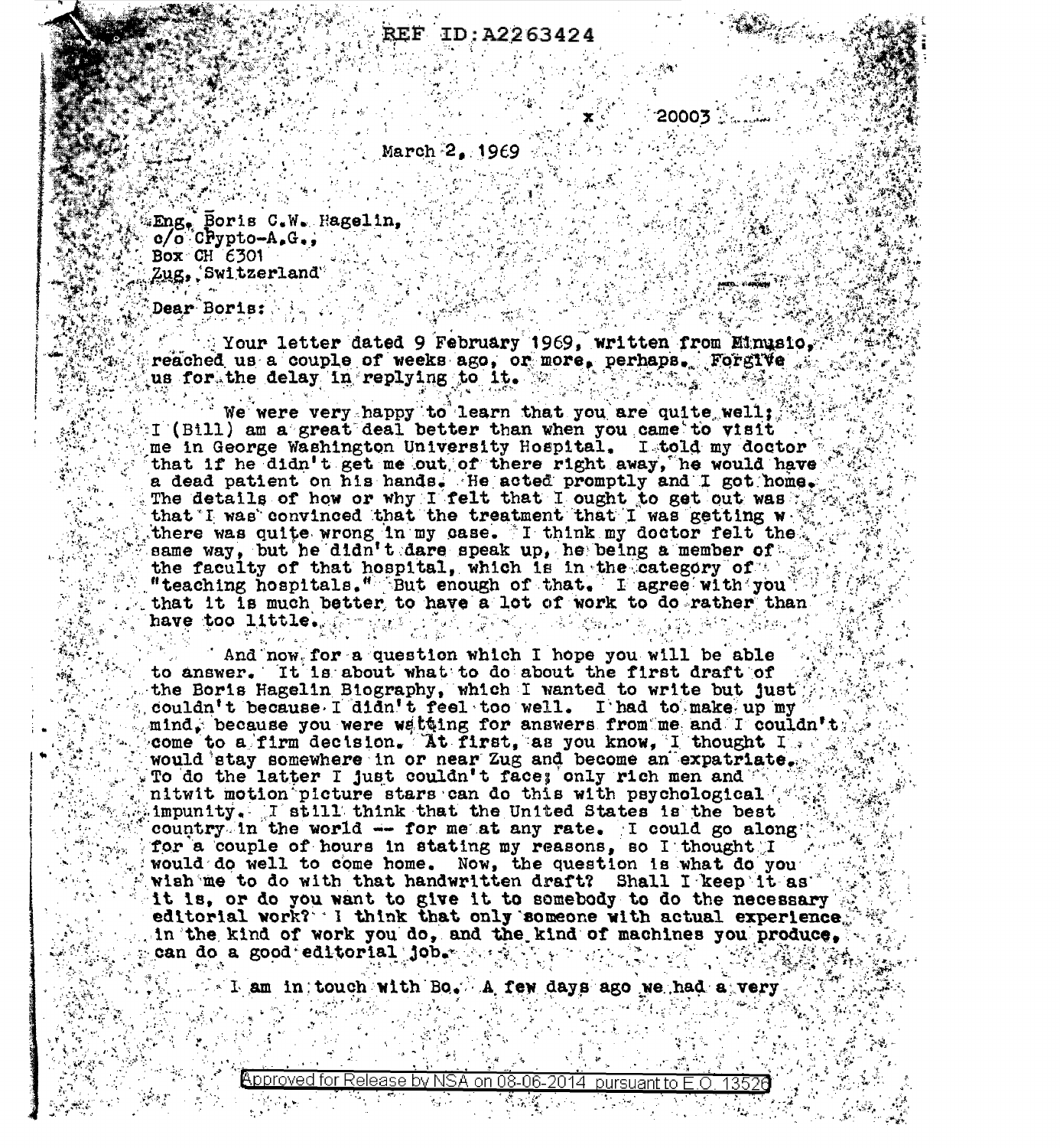REF ID:A2263424

x 20003

March 2, 1969

Eng. Boris C.W. Hagelin,
c/o Crypto-A.G.,
Box CH 6301
Zug, Switzerland

Dear Boris:

Your letter dated 9 February 1969, written from Minusio, reached us a couple of weeks ago, or more, perhaps. Forgive us for the delay in replying to it.

We were very happy to learn that you are quite well; I (Bill) am a great deal better than when you came to visit me in George Washington University Hospital. I told my doctor that if he didn't get me out of there right away, he would have a dead patient on his hands. He acted promptly and I got home. The details of how or why I felt that I ought to get out was that I was convinced that the treatment that I was getting w there was quite wrong in my case. I think my doctor felt the same way, but he didn't dare speak up, he being a member of the faculty of that hospital, which is in the category of "teaching hospitals." But enough of that. I agree with you that it is much better to have a lot of work to do rather than have too little.

And now for a question which I hope you will be able to answer. It is about what to do about the first draft of the Boris Hagelin Biography, which I wanted to write but just couldn't because I didn't feel too well. I had to make up my mind, because you were waiting for answers from me and I couldn't come to a firm decision. At first, as you know, I thought I would stay somewhere in or near Zug and become an expatriate. To do the latter I just couldn't face; only rich men and nitwit motion picture stars can do this with psychological impunity. I still think that the United States is the best country in the world -- for me at any rate. I could go along for a couple of hours in stating my reasons, so I thought I would do well to come home. Now, the question is what do you wish me to do with that handwritten draft? Shall I keep it as it is, or do you want to give it to somebody to do the necessary editorial work? I think that only someone with actual experience in the kind of work you do, and the kind of machines you produce, can do a good editorial job.

I am in touch with Bo. A few days ago we had a very

Approved for Release by NSA on 08-06-2014 pursuant to E.O. 13526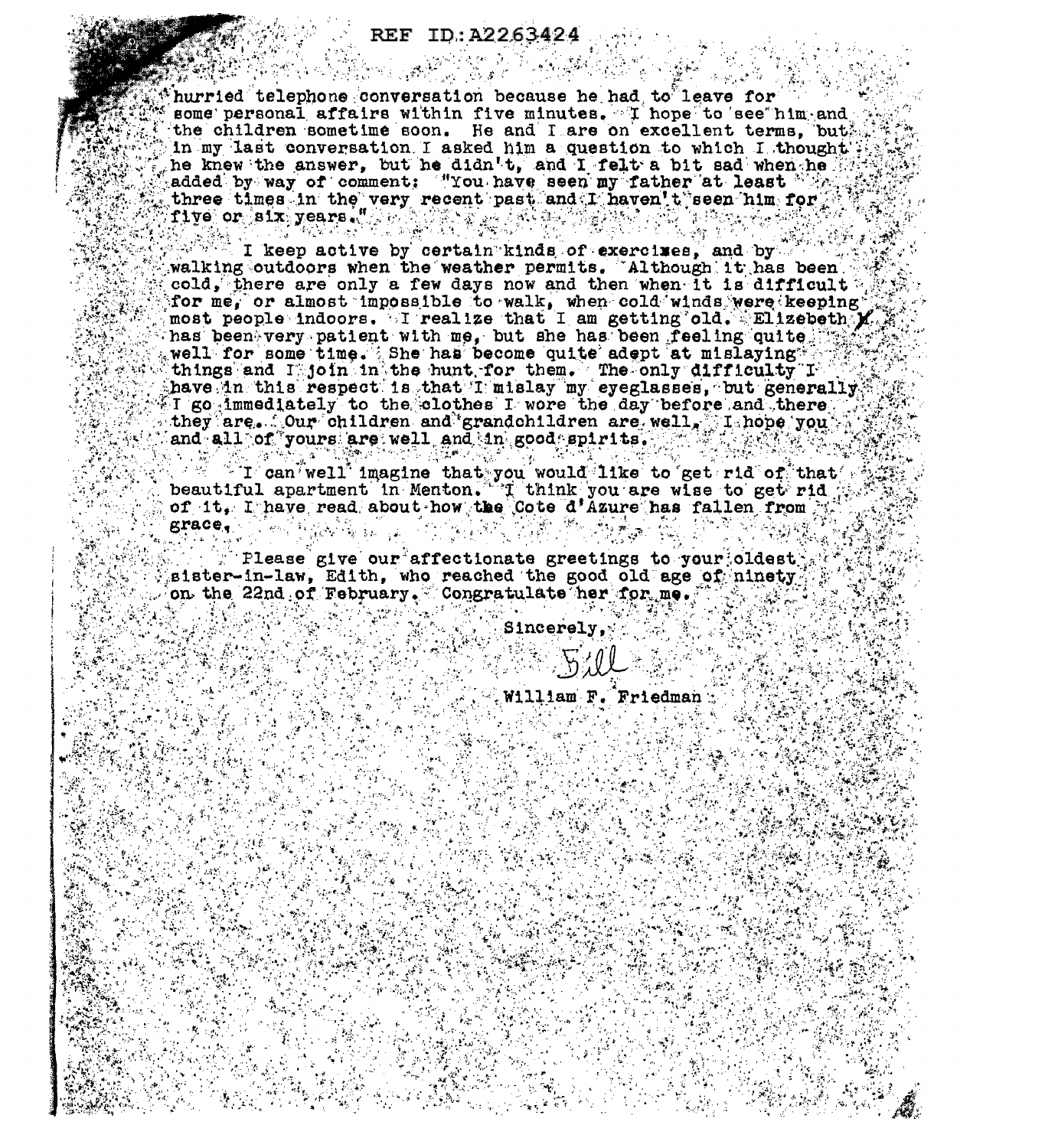hurried telephone conversation because he had to leave for some personal affairs within five minutes. I hope to see him and the children sometime soon. He and I are on excellent terms, but in my last conversation I asked him a question to which I thought he knew the answer, but he didn't, and I felt a bit sad when he added by way of comment: "You have seen my father at least three times in the very recent past and I haven't seen him for five or six years."

I keep active by certain kinds of exercises, and by walking outdoors when the weather permits. Although it has been cold, there are only a few days now and then when it is difficult for me, or almost impossible to walk, when cold winds were keeping most people indoors. I realize that I am getting old. Elizebeth has been very patient with me, but she has been feeling quite well for some time. She has become quite adept at mislaying things and I join in the hunt for them. The only difficulty I have in this respect is that I mislay my eyeglasses, but generally I go immediately to the clothes I wore the day before and there they are. Our children and grandchildren are well. I hope you and all of yours are well and in good spirits.

I can well imagine that you would like to get rid of that beautiful apartment in Menton. I think you are wise to get rid of it. I have read about how the Cote d'Azure has fallen from grace.

Please give our affectionate greetings to your oldest sister-in-law, Edith, who reached the good old age of ninety on the 22nd of February. Congratulate her for me.

Sincerely,

Bill

William F. Friedman